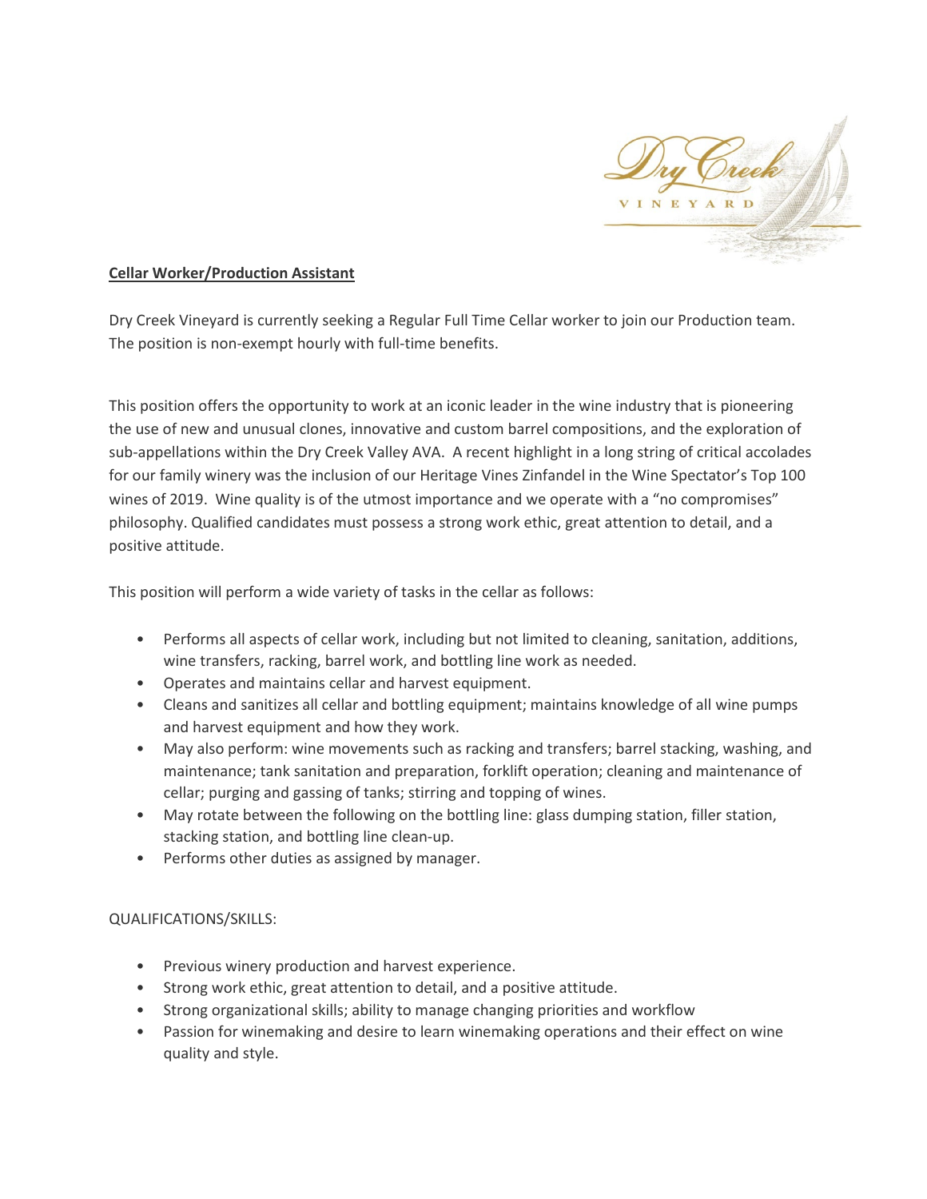Dry Creek

VINEYARD

**Cellar Worker/Production Assistant**

Dry Creek Vineyard is currently seeking a Regular Full Time Cellar worker to join our Production team. The position is non-exempt hourly with full-time benefits.

This position offers the opportunity to work at an iconic leader in the wine industry that is pioneering the use of new and unusual clones, innovative and custom barrel compositions, and the exploration of sub-appellations within the Dry Creek Valley AVA. A recent highlight in a long string of critical accolades for our family winery was the inclusion of our Heritage Vines Zinfandel in the Wine Spectator's Top 100 wines of 2019. Wine quality is of the utmost importance and we operate with a "no compromises" philosophy. Qualified candidates must possess a strong work ethic, great attention to detail, and a positive attitude.

This position will perform a wide variety of tasks in the cellar as follows:

- Performs all aspects of cellar work, including but not limited to cleaning, sanitation, additions, wine transfers, racking, barrel work, and bottling line work as needed.
- Operates and maintains cellar and harvest equipment.
- Cleans and sanitizes all cellar and bottling equipment; maintains knowledge of all wine pumps and harvest equipment and how they work.
- May also perform: wine movements such as racking and transfers; barrel stacking, washing, and maintenance; tank sanitation and preparation, forklift operation; cleaning and maintenance of cellar; purging and gassing of tanks; stirring and topping of wines.
- May rotate between the following on the bottling line: glass dumping station, filler station, stacking station, and bottling line clean-up.
- Performs other duties as assigned by manager.

QUALIFICATIONS/SKILLS:

- Previous winery production and harvest experience.
- Strong work ethic, great attention to detail, and a positive attitude.
- Strong organizational skills; ability to manage changing priorities and workflow
- Passion for winemaking and desire to learn winemaking operations and their effect on wine quality and style.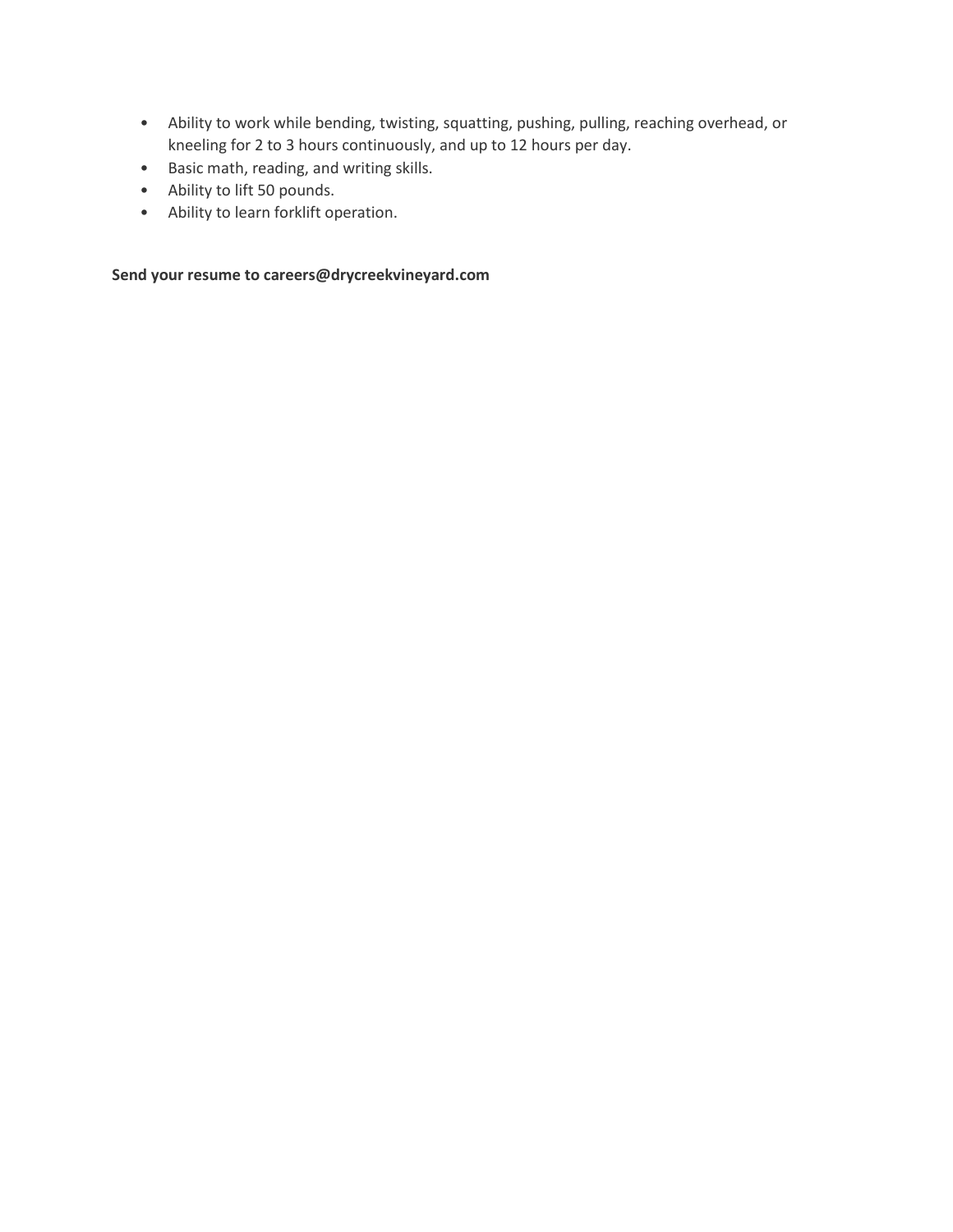- Ability to work while bending, twisting, squatting, pushing, pulling, reaching overhead, or kneeling for 2 to 3 hours continuously, and up to 12 hours per day.
- Basic math, reading, and writing skills.
- Ability to lift 50 pounds.
- Ability to learn forklift operation.

**Send your resume to careers@drycreekvineyard.com**